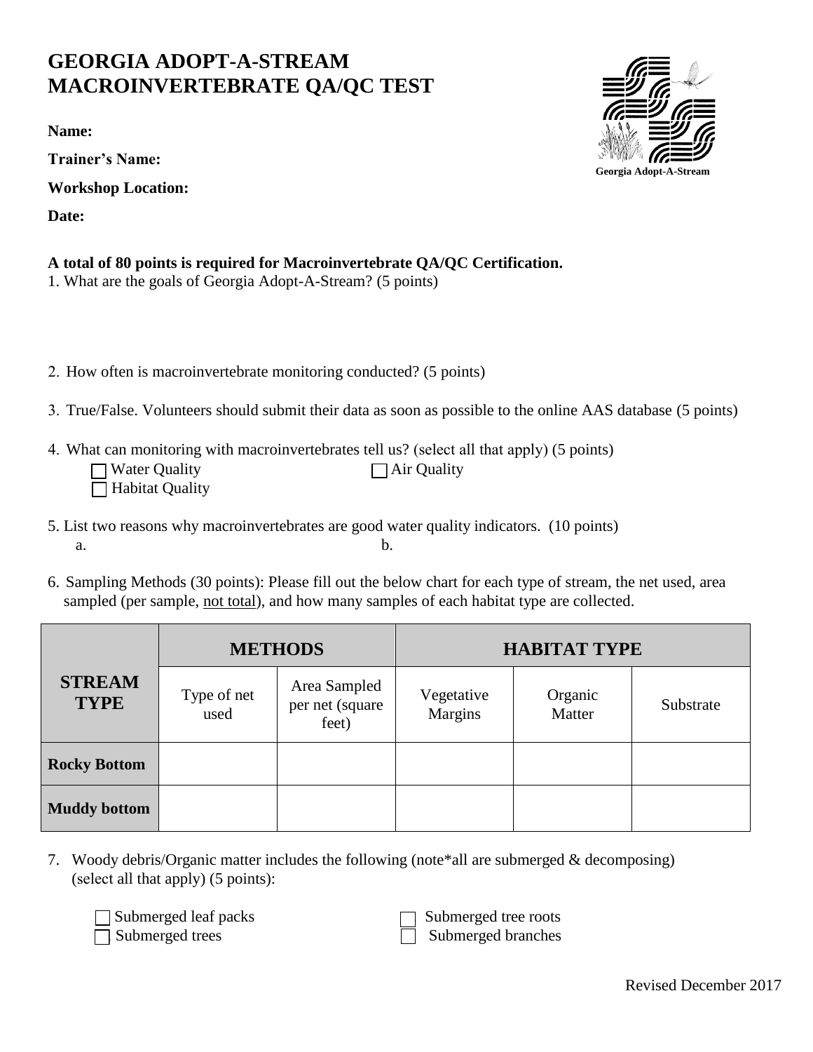# GEORGIA ADOPT-A-STREAM MACROINVERTEBRATE QA/QC TEST

Georgia Adopt-A-Stream

**Name:**

**Trainer's Name:**

**Workshop Location:**

**Date:**

**A total of 80 points is required for Macroinvertebrate QA/QC Certification.**

1. What are the goals of Georgia Adopt-A-Stream? (5 points)

2. How often is macroinvertebrate monitoring conducted? (5 points)

3. True/False. Volunteers should submit their data as soon as possible to the online AAS database (5 points)

4. What can monitoring with macroinvertebrates tell us? (select all that apply) (5 points)
   - ☐ Water Quality
   - ☐ Air Quality
   - ☐ Habitat Quality

5. List two reasons why macroinvertebrates are good water quality indicators. (10 points)
   - a.
   - b.

6. Sampling Methods (30 points): Please fill out the below chart for each type of stream, the net used, area sampled (per sample, not total), and how many samples of each habitat type are collected.

| STREAM TYPE | METHODS | | HABITAT TYPE | | |
|---|---|---|---|---|---|
| | Type of net used | Area Sampled per net (square feet) | Vegetative Margins | Organic Matter | Substrate |
| **Rocky Bottom** | | | | | |
| **Muddy bottom** | | | | | |

7. Woody debris/Organic matter includes the following (note*all are submerged & decomposing) (select all that apply) (5 points):
   - ☐ Submerged leaf packs
   - ☐ Submerged tree roots
   - ☐ Submerged trees
   - ☐ Submerged branches

Revised December 2017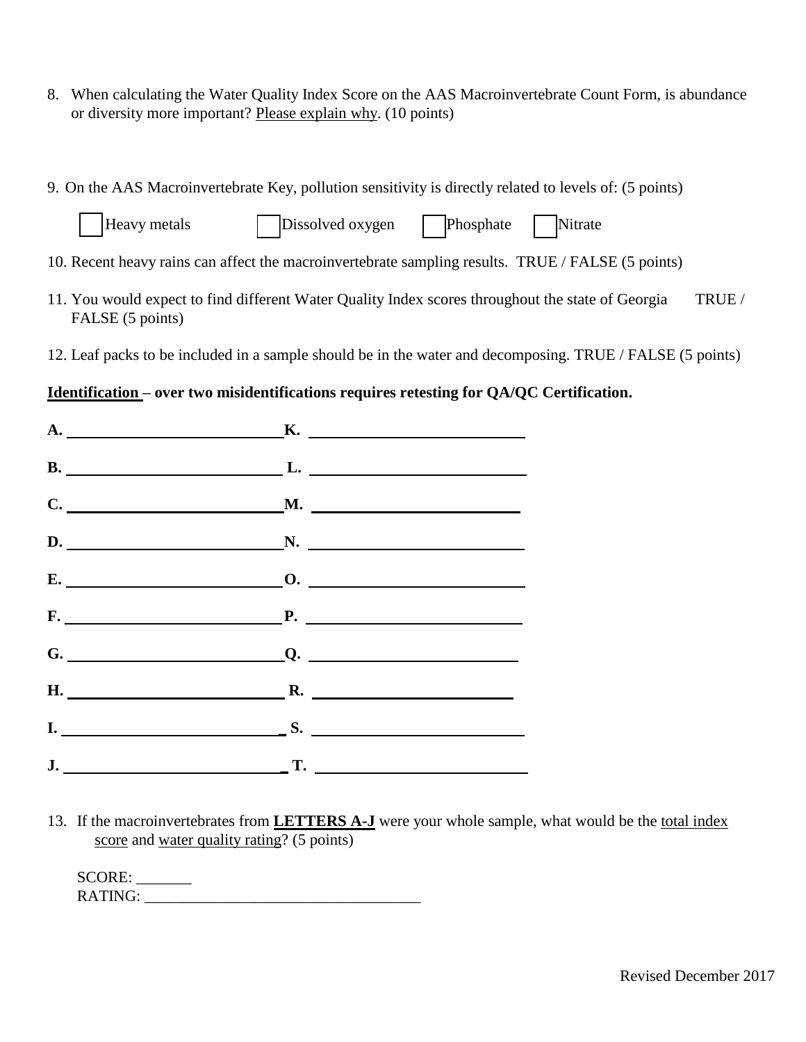8. When calculating the Water Quality Index Score on the AAS Macroinvertebrate Count Form, is abundance or diversity more important? Please explain why. (10 points)

9. On the AAS Macroinvertebrate Key, pollution sensitivity is directly related to levels of: (5 points)

   ☐ Heavy metals ☐ Dissolved oxygen ☐ Phosphate ☐ Nitrate

10. Recent heavy rains can affect the macroinvertebrate sampling results. TRUE / FALSE (5 points)

11. You would expect to find different Water Quality Index scores throughout the state of Georgia TRUE / FALSE (5 points)

12. Leaf packs to be included in a sample should be in the water and decomposing. TRUE / FALSE (5 points)

**Identification – over two misidentifications requires retesting for QA/QC Certification.**

**A.** ____________________________ **K.** ____________________________

**B.** ____________________________ **L.** ____________________________

**C.** ____________________________ **M.** ____________________________

**D.** ____________________________ **N.** ____________________________

**E.** ____________________________ **O.** ____________________________

**F.** ____________________________ **P.** ____________________________

**G.** ____________________________ **Q.** ____________________________

**H.** ____________________________ **R.** ____________________________

**I.** ____________________________ **S.** ____________________________

**J.** ____________________________ **T.** ____________________________

13. If the macroinvertebrates from **LETTERS A-J** were your whole sample, what would be the total index score and water quality rating? (5 points)

    SCORE: _______
    RATING: ___________________________________

Revised December 2017